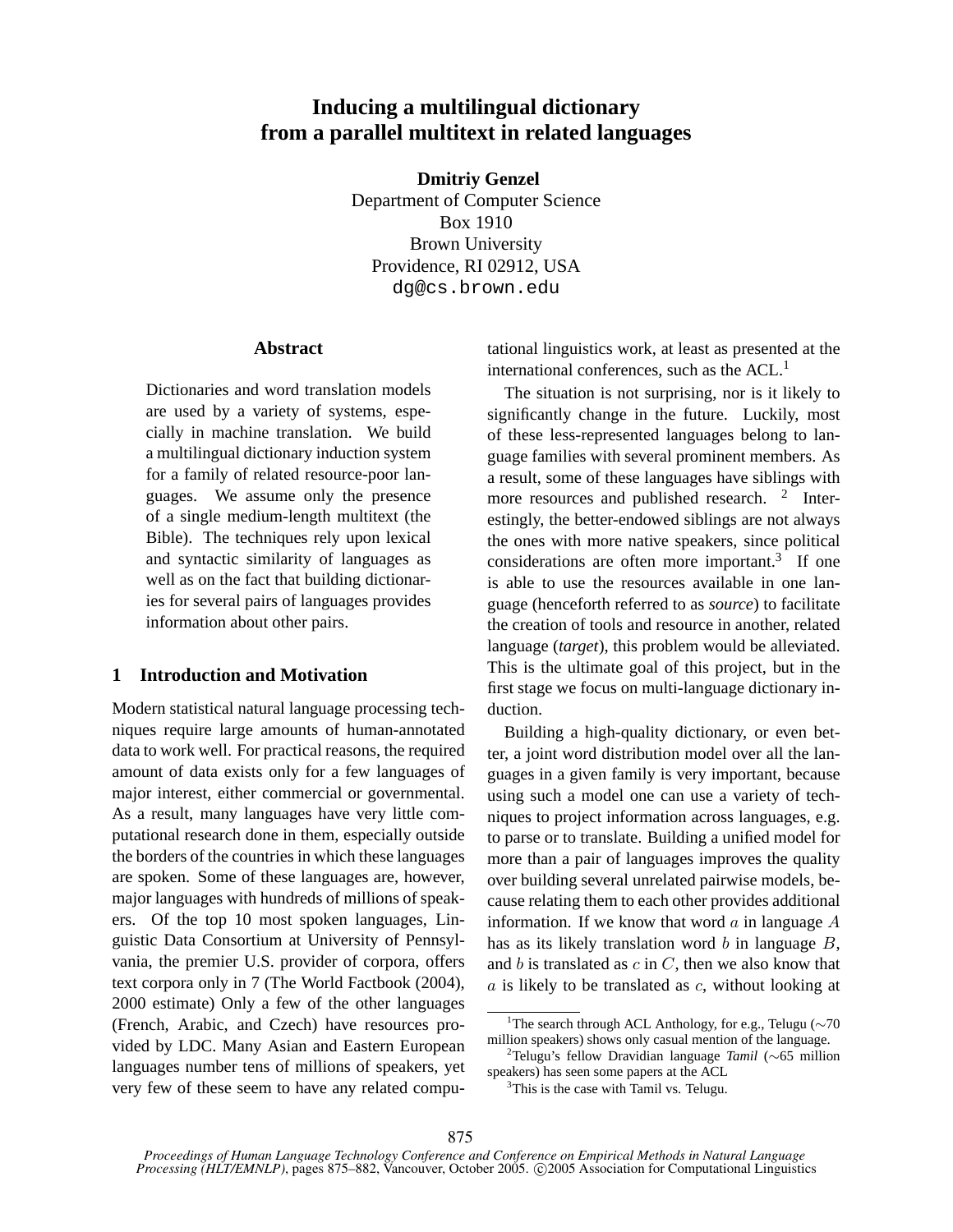# Inducing a multilingual dictionary from a parallel multitext in related languages

**Dmitriy Genzel**
Department of Computer Science
Box 1910
Brown University
Providence, RI 02912, USA
dg@cs.brown.edu

## Abstract

Dictionaries and word translation models are used by a variety of systems, especially in machine translation. We build a multilingual dictionary induction system for a family of related resource-poor languages. We assume only the presence of a single medium-length multitext (the Bible). The techniques rely upon lexical and syntactic similarity of languages as well as on the fact that building dictionaries for several pairs of languages provides information about other pairs.

## 1 Introduction and Motivation

Modern statistical natural language processing techniques require large amounts of human-annotated data to work well. For practical reasons, the required amount of data exists only for a few languages of major interest, either commercial or governmental. As a result, many languages have very little computational research done in them, especially outside the borders of the countries in which these languages are spoken. Some of these languages are, however, major languages with hundreds of millions of speakers. Of the top 10 most spoken languages, Linguistic Data Consortium at University of Pennsylvania, the premier U.S. provider of corpora, offers text corpora only in 7 (The World Factbook (2004), 2000 estimate) Only a few of the other languages (French, Arabic, and Czech) have resources provided by LDC. Many Asian and Eastern European languages number tens of millions of speakers, yet very few of these seem to have any related computational linguistics work, at least as presented at the international conferences, such as the ACL.[1]

The situation is not surprising, nor is it likely to significantly change in the future. Luckily, most of these less-represented languages belong to language families with several prominent members. As a result, some of these languages have siblings with more resources and published research. [2] Interestingly, the better-endowed siblings are not always the ones with more native speakers, since political considerations are often more important.[3] If one is able to use the resources available in one language (henceforth referred to as *source*) to facilitate the creation of tools and resource in another, related language (*target*), this problem would be alleviated. This is the ultimate goal of this project, but in the first stage we focus on multi-language dictionary induction.

Building a high-quality dictionary, or even better, a joint word distribution model over all the languages in a given family is very important, because using such a model one can use a variety of techniques to project information across languages, e.g. to parse or to translate. Building a unified model for more than a pair of languages improves the quality over building several unrelated pairwise models, because relating them to each other provides additional information. If we know that word $a$ in language $A$ has as its likely translation word $b$ in language $B$, and $b$ is translated as $c$ in $C$, then we also know that $a$ is likely to be translated as $c$, without looking at

[1] The search through ACL Anthology, for e.g., Telugu (∼70 million speakers) shows only casual mention of the language.

[2] Telugu's fellow Dravidian language *Tamil* (∼65 million speakers) has seen some papers at the ACL

[3] This is the case with Tamil vs. Telugu.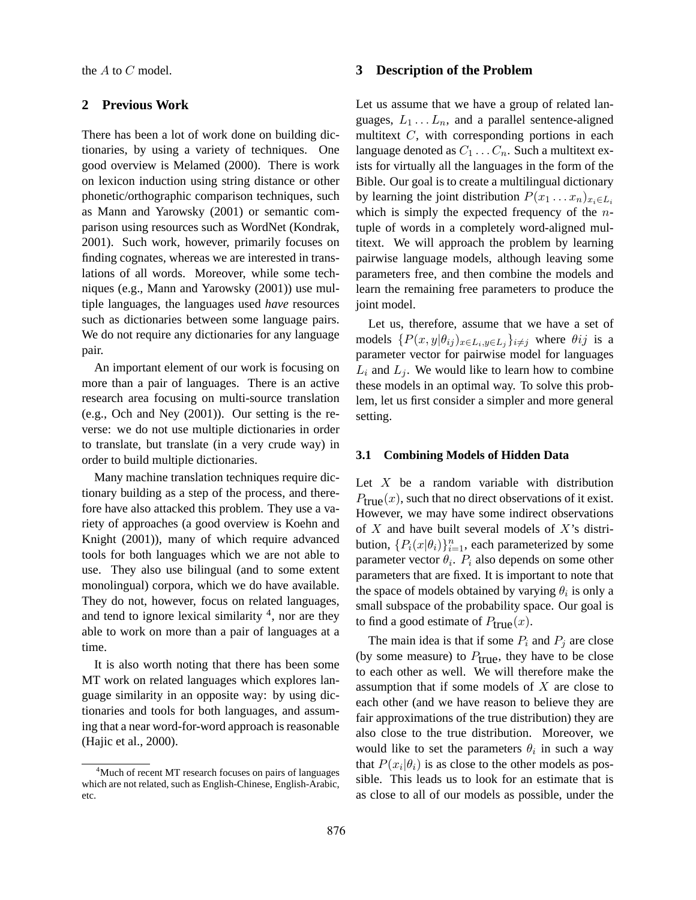the $A$ to $C$ model.

## 2 Previous Work

There has been a lot of work done on building dictionaries, by using a variety of techniques. One good overview is Melamed (2000). There is work on lexicon induction using string distance or other phonetic/orthographic comparison techniques, such as Mann and Yarowsky (2001) or semantic comparison using resources such as WordNet (Kondrak, 2001). Such work, however, primarily focuses on finding cognates, whereas we are interested in translations of all words. Moreover, while some techniques (e.g., Mann and Yarowsky (2001)) use multiple languages, the languages used *have* resources such as dictionaries between some language pairs. We do not require any dictionaries for any language pair.

An important element of our work is focusing on more than a pair of languages. There is an active research area focusing on multi-source translation (e.g., Och and Ney (2001)). Our setting is the reverse: we do not use multiple dictionaries in order to translate, but translate (in a very crude way) in order to build multiple dictionaries.

Many machine translation techniques require dictionary building as a step of the process, and therefore have also attacked this problem. They use a variety of approaches (a good overview is Koehn and Knight (2001)), many of which require advanced tools for both languages which we are not able to use. They also use bilingual (and to some extent monolingual) corpora, which we do have available. They do not, however, focus on related languages, and tend to ignore lexical similarity [4], nor are they able to work on more than a pair of languages at a time.

It is also worth noting that there has been some MT work on related languages which explores language similarity in an opposite way: by using dictionaries and tools for both languages, and assuming that a near word-for-word approach is reasonable (Hajic et al., 2000).

[4] Much of recent MT research focuses on pairs of languages which are not related, such as English-Chinese, English-Arabic, etc.

## 3 Description of the Problem

Let us assume that we have a group of related languages, $L_1 \ldots L_n$, and a parallel sentence-aligned multitext $C$, with corresponding portions in each language denoted as $C_1 \ldots C_n$. Such a multitext exists for virtually all the languages in the form of the Bible. Our goal is to create a multilingual dictionary by learning the joint distribution $P(x_1 \ldots x_n)_{x_i \in L_i}$ which is simply the expected frequency of the $n$-tuple of words in a completely word-aligned multitext. We will approach the problem by learning pairwise language models, although leaving some parameters free, and then combine the models and learn the remaining free parameters to produce the joint model.

Let us, therefore, assume that we have a set of models $\{P(x, y|\theta_{ij})_{x \in L_i, y \in L_j}\}_{i \neq j}$ where $\theta ij$ is a parameter vector for pairwise model for languages $L_i$ and $L_j$. We would like to learn how to combine these models in an optimal way. To solve this problem, let us first consider a simpler and more general setting.

### 3.1 Combining Models of Hidden Data

Let $X$ be a random variable with distribution $P_{\text{true}}(x)$, such that no direct observations of it exist. However, we may have some indirect observations of $X$ and have built several models of $X$'s distribution, $\{P_i(x|\theta_i)\}_{i=1}^{n}$, each parameterized by some parameter vector $\theta_i$. $P_i$ also depends on some other parameters that are fixed. It is important to note that the space of models obtained by varying $\theta_i$ is only a small subspace of the probability space. Our goal is to find a good estimate of $P_{\text{true}}(x)$.

The main idea is that if some $P_i$ and $P_j$ are close (by some measure) to $P_{\text{true}}$, they have to be close to each other as well. We will therefore make the assumption that if some models of $X$ are close to each other (and we have reason to believe they are fair approximations of the true distribution) they are also close to the true distribution. Moreover, we would like to set the parameters $\theta_i$ in such a way that $P(x_i|\theta_i)$ is as close to the other models as possible. This leads us to look for an estimate that is as close to all of our models as possible, under the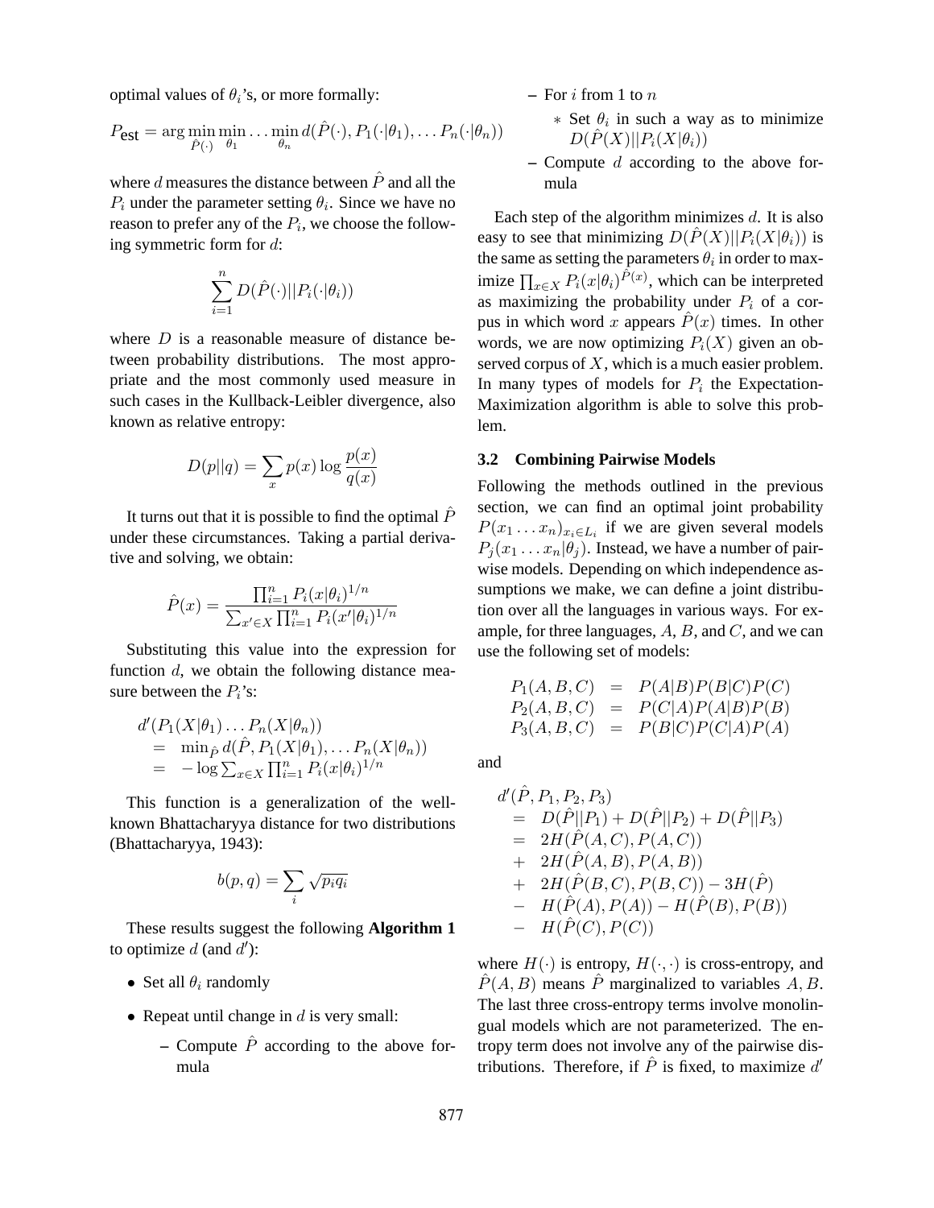optimal values of $\theta_i$'s, or more formally:

$$P_{\text{est}} = \arg\min_{\hat{P}(\cdot)} \min_{\theta_1} \ldots \min_{\theta_n} d(\hat{P}(\cdot), P_1(\cdot|\theta_1), \ldots P_n(\cdot|\theta_n))$$

where $d$ measures the distance between $\hat{P}$ and all the $P_i$ under the parameter setting $\theta_i$. Since we have no reason to prefer any of the $P_i$, we choose the following symmetric form for $d$:

$$\sum_{i=1}^{n} D(\hat{P}(\cdot)||P_i(\cdot|\theta_i))$$

where $D$ is a reasonable measure of distance between probability distributions. The most appropriate and the most commonly used measure in such cases in the Kullback-Leibler divergence, also known as relative entropy:

$$D(p||q) = \sum_x p(x) \log \frac{p(x)}{q(x)}$$

It turns out that it is possible to find the optimal $\hat{P}$ under these circumstances. Taking a partial derivative and solving, we obtain:

$$\hat{P}(x) = \frac{\prod_{i=1}^{n} P_i(x|\theta_i)^{1/n}}{\sum_{x' \in X} \prod_{i=1}^{n} P_i(x'|\theta_i)^{1/n}}$$

Substituting this value into the expression for function $d$, we obtain the following distance measure between the $P_i$'s:

$$\begin{aligned}
&d'(P_1(X|\theta_1) \ldots P_n(X|\theta_n)) \\
&= \min_{\hat{P}} d(\hat{P}, P_1(X|\theta_1), \ldots P_n(X|\theta_n)) \\
&= -\log \sum_{x \in X} \prod_{i=1}^{n} P_i(x|\theta_i)^{1/n}
\end{aligned}$$

This function is a generalization of the well-known Bhattacharyya distance for two distributions (Bhattacharyya, 1943):

$$b(p, q) = \sum_i \sqrt{p_i q_i}$$

These results suggest the following **Algorithm 1** to optimize $d$ (and $d'$):

- Set all $\theta_i$ randomly
- Repeat until change in $d$ is very small:
  - Compute $\hat{P}$ according to the above formula
  - For $i$ from 1 to $n$
    - Set $\theta_i$ in such a way as to minimize $D(\hat{P}(X)||P_i(X|\theta_i))$
  - Compute $d$ according to the above formula

Each step of the algorithm minimizes $d$. It is also easy to see that minimizing $D(\hat{P}(X)||P_i(X|\theta_i))$ is the same as setting the parameters $\theta_i$ in order to maximize $\prod_{x \in X} P_i(x|\theta_i)^{\hat{P}(x)}$, which can be interpreted as maximizing the probability under $P_i$ of a corpus in which word $x$ appears $\hat{P}(x)$ times. In other words, we are now optimizing $P_i(X)$ given an observed corpus of $X$, which is a much easier problem. In many types of models for $P_i$ the Expectation-Maximization algorithm is able to solve this problem.

### 3.2 Combining Pairwise Models

Following the methods outlined in the previous section, we can find an optimal joint probability $P(x_1 \ldots x_n)_{x_i \in L_i}$ if we are given several models $P_j(x_1 \ldots x_n|\theta_j)$. Instead, we have a number of pairwise models. Depending on which independence assumptions we make, we can define a joint distribution over all the languages in various ways. For example, for three languages, $A$, $B$, and $C$, and we can use the following set of models:

$$\begin{aligned}
P_1(A, B, C) &= P(A|B)P(B|C)P(C) \\
P_2(A, B, C) &= P(C|A)P(A|B)P(B) \\
P_3(A, B, C) &= P(B|C)P(C|A)P(A)
\end{aligned}$$

and

$$\begin{aligned}
&d'(\hat{P}, P_1, P_2, P_3) \\
&= D(\hat{P}||P_1) + D(\hat{P}||P_2) + D(\hat{P}||P_3) \\
&= 2H(\hat{P}(A, C), P(A, C)) \\
&+ 2H(\hat{P}(A, B), P(A, B)) \\
&+ 2H(\hat{P}(B, C), P(B, C)) - 3H(\hat{P}) \\
&- H(\hat{P}(A), P(A)) - H(\hat{P}(B), P(B)) \\
&- H(\hat{P}(C), P(C))
\end{aligned}$$

where $H(\cdot)$ is entropy, $H(\cdot, \cdot)$ is cross-entropy, and $\hat{P}(A, B)$ means $\hat{P}$ marginalized to variables $A, B$. The last three cross-entropy terms involve monolingual models which are not parameterized. The entropy term does not involve any of the pairwise distributions. Therefore, if $\hat{P}$ is fixed, to maximize $d'$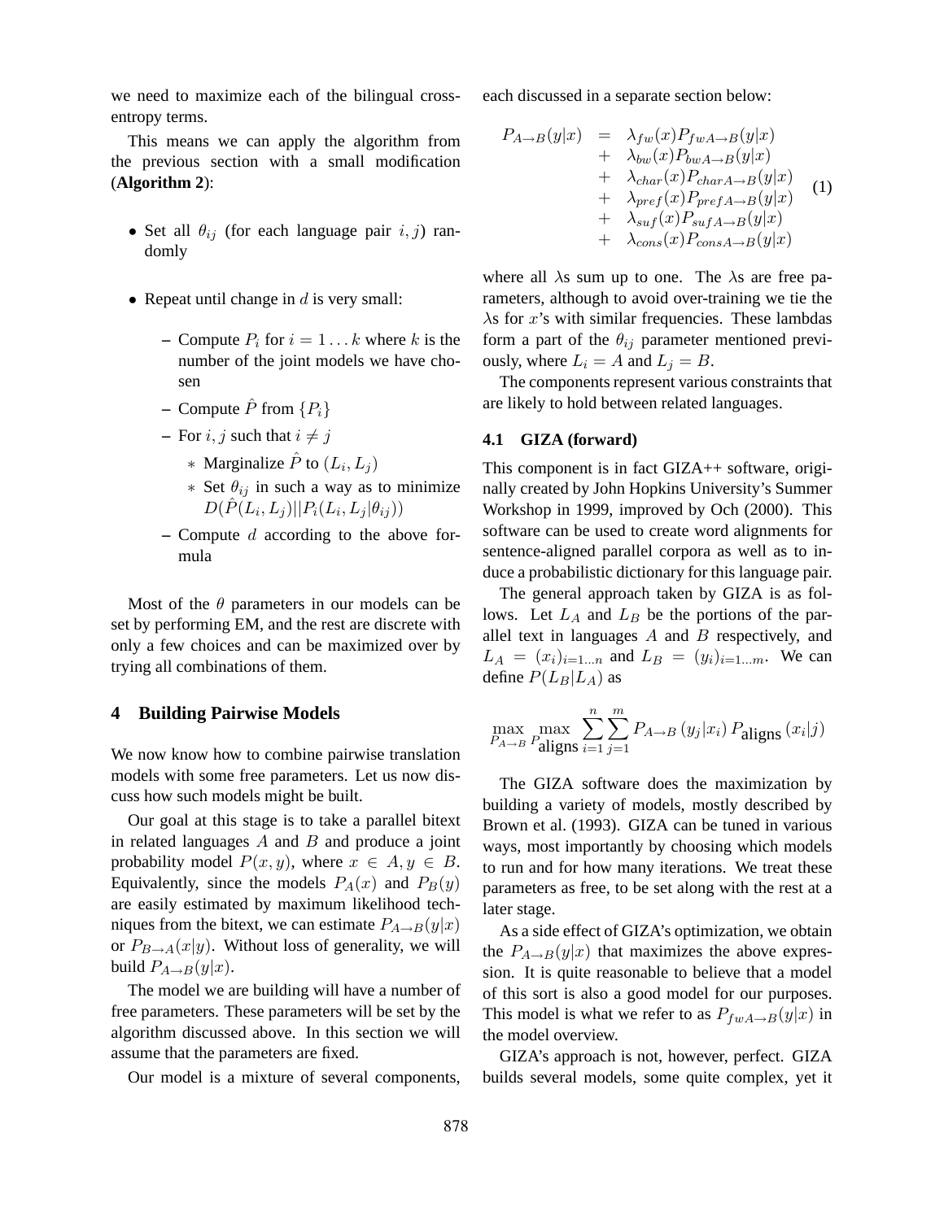we need to maximize each of the bilingual cross-entropy terms.

This means we can apply the algorithm from the previous section with a small modification (**Algorithm 2**):

- Set all $\theta_{ij}$ (for each language pair $i, j$) randomly
- Repeat until change in $d$ is very small:
  - Compute $P_i$ for $i = 1 \ldots k$ where $k$ is the number of the joint models we have chosen
  - Compute $\hat{P}$ from $\{P_i\}$
  - For $i, j$ such that $i \neq j$
    - Marginalize $\hat{P}$ to $(L_i, L_j)$
    - Set $\theta_{ij}$ in such a way as to minimize $D(\hat{P}(L_i, L_j) || P_i(L_i, L_j | \theta_{ij}))$
  - Compute $d$ according to the above formula

Most of the $\theta$ parameters in our models can be set by performing EM, and the rest are discrete with only a few choices and can be maximized over by trying all combinations of them.

## 4 Building Pairwise Models

We now know how to combine pairwise translation models with some free parameters. Let us now discuss how such models might be built.

Our goal at this stage is to take a parallel bitext in related languages $A$ and $B$ and produce a joint probability model $P(x, y)$, where $x \in A, y \in B$. Equivalently, since the models $P_A(x)$ and $P_B(y)$ are easily estimated by maximum likelihood techniques from the bitext, we can estimate $P_{A \to B}(y|x)$ or $P_{B \to A}(x|y)$. Without loss of generality, we will build $P_{A \to B}(y|x)$.

The model we are building will have a number of free parameters. These parameters will be set by the algorithm discussed above. In this section we will assume that the parameters are fixed.

Our model is a mixture of several components, each discussed in a separate section below:

$$
\begin{aligned}
P_{A \to B}(y|x) &= \lambda_{fw}(x) P_{fwA \to B}(y|x) \\
&+ \lambda_{bw}(x) P_{bwA \to B}(y|x) \\
&+ \lambda_{char}(x) P_{charA \to B}(y|x) \\
&+ \lambda_{pref}(x) P_{prefA \to B}(y|x) \\
&+ \lambda_{suf}(x) P_{sufA \to B}(y|x) \\
&+ \lambda_{cons}(x) P_{consA \to B}(y|x)
\end{aligned}
\tag{1}
$$

where all $\lambda$s sum up to one. The $\lambda$s are free parameters, although to avoid over-training we tie the $\lambda$s for $x$'s with similar frequencies. These lambdas form a part of the $\theta_{ij}$ parameter mentioned previously, where $L_i = A$ and $L_j = B$.

The components represent various constraints that are likely to hold between related languages.

### 4.1 GIZA (forward)

This component is in fact GIZA++ software, originally created by John Hopkins University's Summer Workshop in 1999, improved by Och (2000). This software can be used to create word alignments for sentence-aligned parallel corpora as well as to induce a probabilistic dictionary for this language pair.

The general approach taken by GIZA is as follows. Let $L_A$ and $L_B$ be the portions of the parallel text in languages $A$ and $B$ respectively, and $L_A = (x_i)_{i=1 \ldots n}$ and $L_B = (y_i)_{i=1 \ldots m}$. We can define $P(L_B|L_A)$ as

$$
\max_{P_{A \to B}} \max_{P_{\text{aligns}}} \sum_{i=1}^{n} \sum_{j=1}^{m} P_{A \to B}(y_j|x_i) \, P_{\text{aligns}}(x_i|j)
$$

The GIZA software does the maximization by building a variety of models, mostly described by Brown et al. (1993). GIZA can be tuned in various ways, most importantly by choosing which models to run and for how many iterations. We treat these parameters as free, to be set along with the rest at a later stage.

As a side effect of GIZA's optimization, we obtain the $P_{A \to B}(y|x)$ that maximizes the above expression. It is quite reasonable to believe that a model of this sort is also a good model for our purposes. This model is what we refer to as $P_{fwA \to B}(y|x)$ in the model overview.

GIZA's approach is not, however, perfect. GIZA builds several models, some quite complex, yet it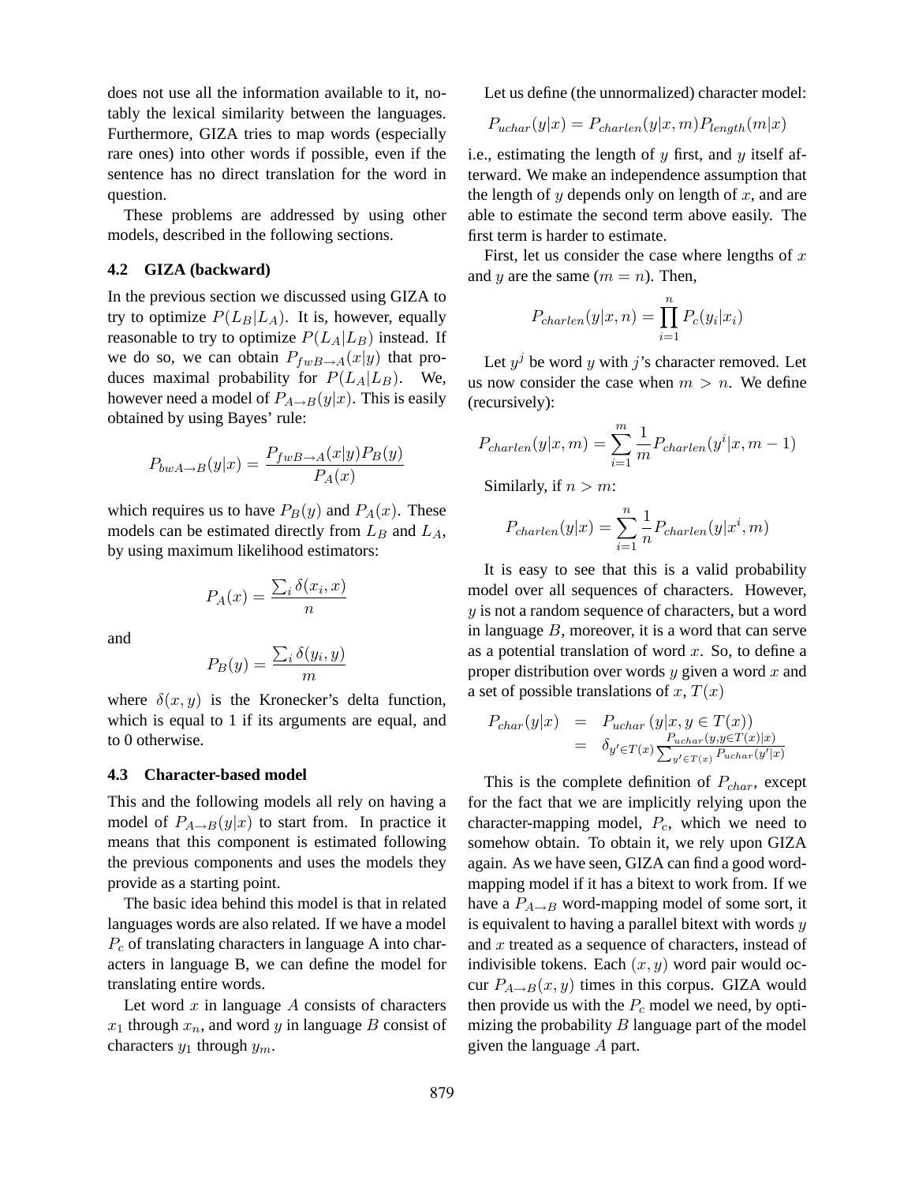does not use all the information available to it, notably the lexical similarity between the languages. Furthermore, GIZA tries to map words (especially rare ones) into other words if possible, even if the sentence has no direct translation for the word in question.

These problems are addressed by using other models, described in the following sections.

### 4.2 GIZA (backward)

In the previous section we discussed using GIZA to try to optimize $P(L_B|L_A)$. It is, however, equally reasonable to try to optimize $P(L_A|L_B)$ instead. If we do so, we can obtain $P_{fwB \to A}(x|y)$ that produces maximal probability for $P(L_A|L_B)$. We, however need a model of $P_{A \to B}(y|x)$. This is easily obtained by using Bayes' rule:

$$P_{bwA \to B}(y|x) = \frac{P_{fwB \to A}(x|y) P_B(y)}{P_A(x)}$$

which requires us to have $P_B(y)$ and $P_A(x)$. These models can be estimated directly from $L_B$ and $L_A$, by using maximum likelihood estimators:

$$P_A(x) = \frac{\sum_i \delta(x_i, x)}{n}$$

and

$$P_B(y) = \frac{\sum_i \delta(y_i, y)}{m}$$

where $\delta(x, y)$ is the Kronecker's delta function, which is equal to 1 if its arguments are equal, and to 0 otherwise.

### 4.3 Character-based model

This and the following models all rely on having a model of $P_{A \to B}(y|x)$ to start from. In practice it means that this component is estimated following the previous components and uses the models they provide as a starting point.

The basic idea behind this model is that in related languages words are also related. If we have a model $P_c$ of translating characters in language A into characters in language B, we can define the model for translating entire words.

Let word $x$ in language $A$ consists of characters $x_1$ through $x_n$, and word $y$ in language $B$ consist of characters $y_1$ through $y_m$.

Let us define (the unnormalized) character model:

$$P_{uchar}(y|x) = P_{charlen}(y|x, m) P_{length}(m|x)$$

i.e., estimating the length of $y$ first, and $y$ itself afterward. We make an independence assumption that the length of $y$ depends only on length of $x$, and are able to estimate the second term above easily. The first term is harder to estimate.

First, let us consider the case where lengths of $x$ and $y$ are the same ($m = n$). Then,

$$P_{charlen}(y|x, n) = \prod_{i=1}^{n} P_c(y_i|x_i)$$

Let $y^j$ be word $y$ with $j$'s character removed. Let us now consider the case when $m > n$. We define (recursively):

$$P_{charlen}(y|x, m) = \sum_{i=1}^{m} \frac{1}{m} P_{charlen}(y^i|x, m-1)$$

Similarly, if $n > m$:

$$P_{charlen}(y|x) = \sum_{i=1}^{n} \frac{1}{n} P_{charlen}(y|x^i, m)$$

It is easy to see that this is a valid probability model over all sequences of characters. However, $y$ is not a random sequence of characters, but a word in language $B$, moreover, it is a word that can serve as a potential translation of word $x$. So, to define a proper distribution over words $y$ given a word $x$ and a set of possible translations of $x$, $T(x)$

$$\begin{aligned} P_{char}(y|x) &= P_{uchar}\left(y|x, y \in T(x)\right) \\ &= \delta_{y' \in T(x)} \frac{P_{uchar}(y, y \in T(x)|x)}{\sum_{y' \in T(x)} P_{uchar}(y'|x)} \end{aligned}$$

This is the complete definition of $P_{char}$, except for the fact that we are implicitly relying upon the character-mapping model, $P_c$, which we need to somehow obtain. To obtain it, we rely upon GIZA again. As we have seen, GIZA can find a good word-mapping model if it has a bitext to work from. If we have a $P_{A \to B}$ word-mapping model of some sort, it is equivalent to having a parallel bitext with words $y$ and $x$ treated as a sequence of characters, instead of indivisible tokens. Each $(x, y)$ word pair would occur $P_{A \to B}(x, y)$ times in this corpus. GIZA would then provide us with the $P_c$ model we need, by optimizing the probability $B$ language part of the model given the language $A$ part.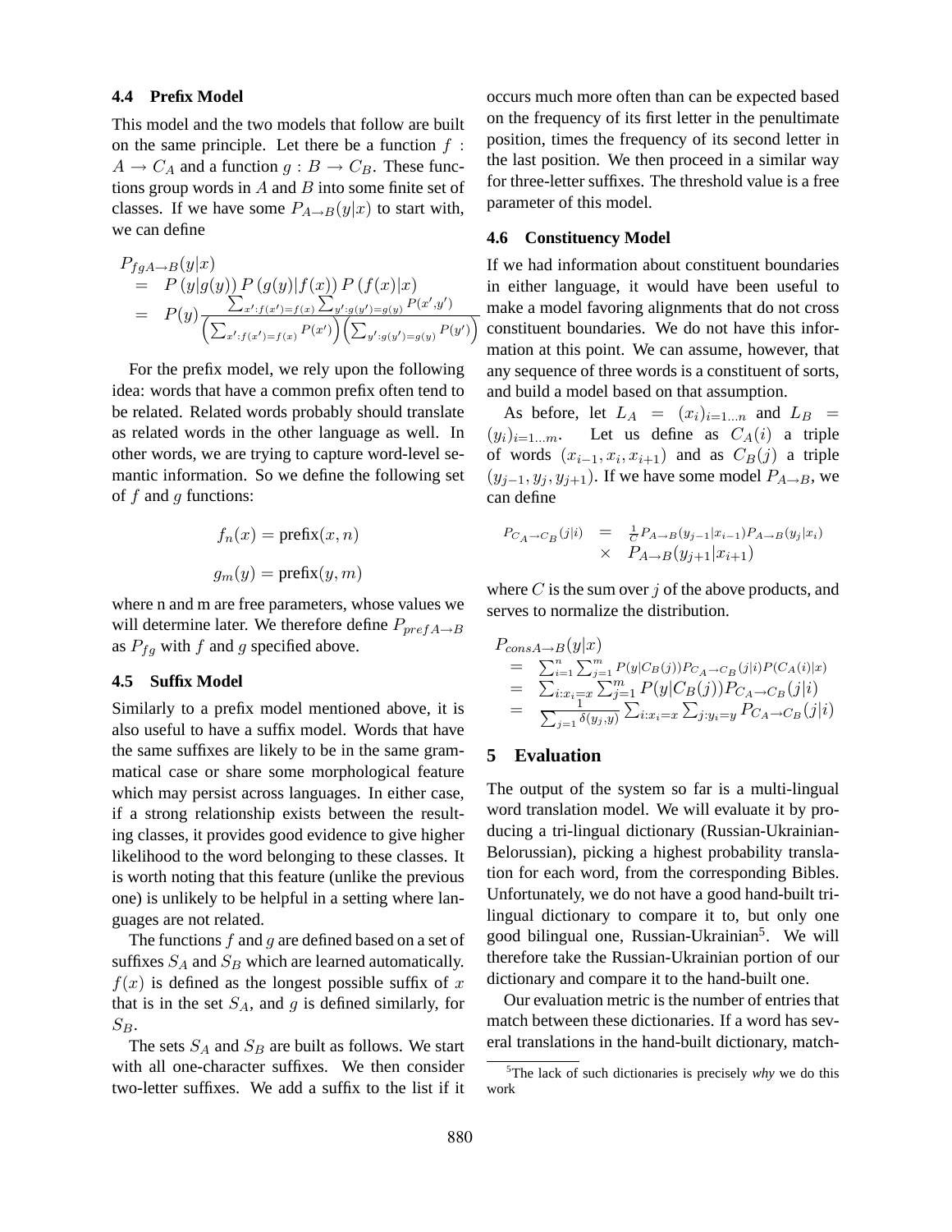### 4.4 Prefix Model

This model and the two models that follow are built on the same principle. Let there be a function $f : A \rightarrow C_A$ and a function $g : B \rightarrow C_B$. These functions group words in $A$ and $B$ into some finite set of classes. If we have some $P_{A \rightarrow B}(y|x)$ to start with, we can define

$$
\begin{aligned}
& P_{fgA \rightarrow B}(y|x) \\
&= P\left(y|g(y)\right) P\left(g(y)|f(x)\right) P\left(f(x)|x\right) \\
&= P(y) \frac{\sum_{x':f(x')=f(x)} \sum_{y':g(y')=g(y)} P(x', y')}{\left(\sum_{x':f(x')=f(x)} P(x')\right)\left(\sum_{y':g(y')=g(y)} P(y')\right)}
\end{aligned}
$$

For the prefix model, we rely upon the following idea: words that have a common prefix often tend to be related. Related words probably should translate as related words in the other language as well. In other words, we are trying to capture word-level semantic information. So we define the following set of $f$ and $g$ functions:

$$f_n(x) = \text{prefix}(x, n)$$

$$g_m(y) = \text{prefix}(y, m)$$

where n and m are free parameters, whose values we will determine later. We therefore define $P_{prefA \rightarrow B}$ as $P_{fg}$ with $f$ and $g$ specified above.

### 4.5 Suffix Model

Similarly to a prefix model mentioned above, it is also useful to have a suffix model. Words that have the same suffixes are likely to be in the same grammatical case or share some morphological feature which may persist across languages. In either case, if a strong relationship exists between the resulting classes, it provides good evidence to give higher likelihood to the word belonging to these classes. It is worth noting that this feature (unlike the previous one) is unlikely to be helpful in a setting where languages are not related.

The functions $f$ and $g$ are defined based on a set of suffixes $S_A$ and $S_B$ which are learned automatically. $f(x)$ is defined as the longest possible suffix of $x$ that is in the set $S_A$, and $g$ is defined similarly, for $S_B$.

The sets $S_A$ and $S_B$ are built as follows. We start with all one-character suffixes. We then consider two-letter suffixes. We add a suffix to the list if it occurs much more often than can be expected based on the frequency of its first letter in the penultimate position, times the frequency of its second letter in the last position. We then proceed in a similar way for three-letter suffixes. The threshold value is a free parameter of this model.

### 4.6 Constituency Model

If we had information about constituent boundaries in either language, it would have been useful to make a model favoring alignments that do not cross constituent boundaries. We do not have this information at this point. We can assume, however, that any sequence of three words is a constituent of sorts, and build a model based on that assumption.

As before, let $L_A = (x_i)_{i=1...n}$ and $L_B = (y_i)_{i=1...m}$. Let us define as $C_A(i)$ a triple of words $(x_{i-1}, x_i, x_{i+1})$ and as $C_B(j)$ a triple $(y_{j-1}, y_j, y_{j+1})$. If we have some model $P_{A \rightarrow B}$, we can define

$$
\begin{aligned}
P_{C_A \rightarrow C_B}(j|i) &= \tfrac{1}{C} P_{A \rightarrow B}(y_{j-1}|x_{i-1}) P_{A \rightarrow B}(y_j|x_i) \\
&\times \quad P_{A \rightarrow B}(y_{j+1}|x_{i+1})
\end{aligned}
$$

where $C$ is the sum over $j$ of the above products, and serves to normalize the distribution.

$$
\begin{aligned}
& P_{consA \rightarrow B}(y|x) \\
&= \sum_{i=1}^{n} \sum_{j=1}^{m} P(y|C_B(j)) P_{C_A \rightarrow C_B}(j|i) P(C_A(i)|x) \\
&= \sum_{i:x_i=x} \sum_{j=1}^{m} P(y|C_B(j)) P_{C_A \rightarrow C_B}(j|i) \\
&= \frac{1}{\sum_{j=1} \delta(y_j, y)} \sum_{i:x_i=x} \sum_{j:y_i=y} P_{C_A \rightarrow C_B}(j|i)
\end{aligned}
$$

## 5 Evaluation

The output of the system so far is a multi-lingual word translation model. We will evaluate it by producing a tri-lingual dictionary (Russian-Ukrainian-Belorussian), picking a highest probability translation for each word, from the corresponding Bibles. Unfortunately, we do not have a good hand-built tri-lingual dictionary to compare it to, but only one good bilingual one, Russian-Ukrainian[5]. We will therefore take the Russian-Ukrainian portion of our dictionary and compare it to the hand-built one.

Our evaluation metric is the number of entries that match between these dictionaries. If a word has several translations in the hand-built dictionary, match-

[5] The lack of such dictionaries is precisely *why* we do this work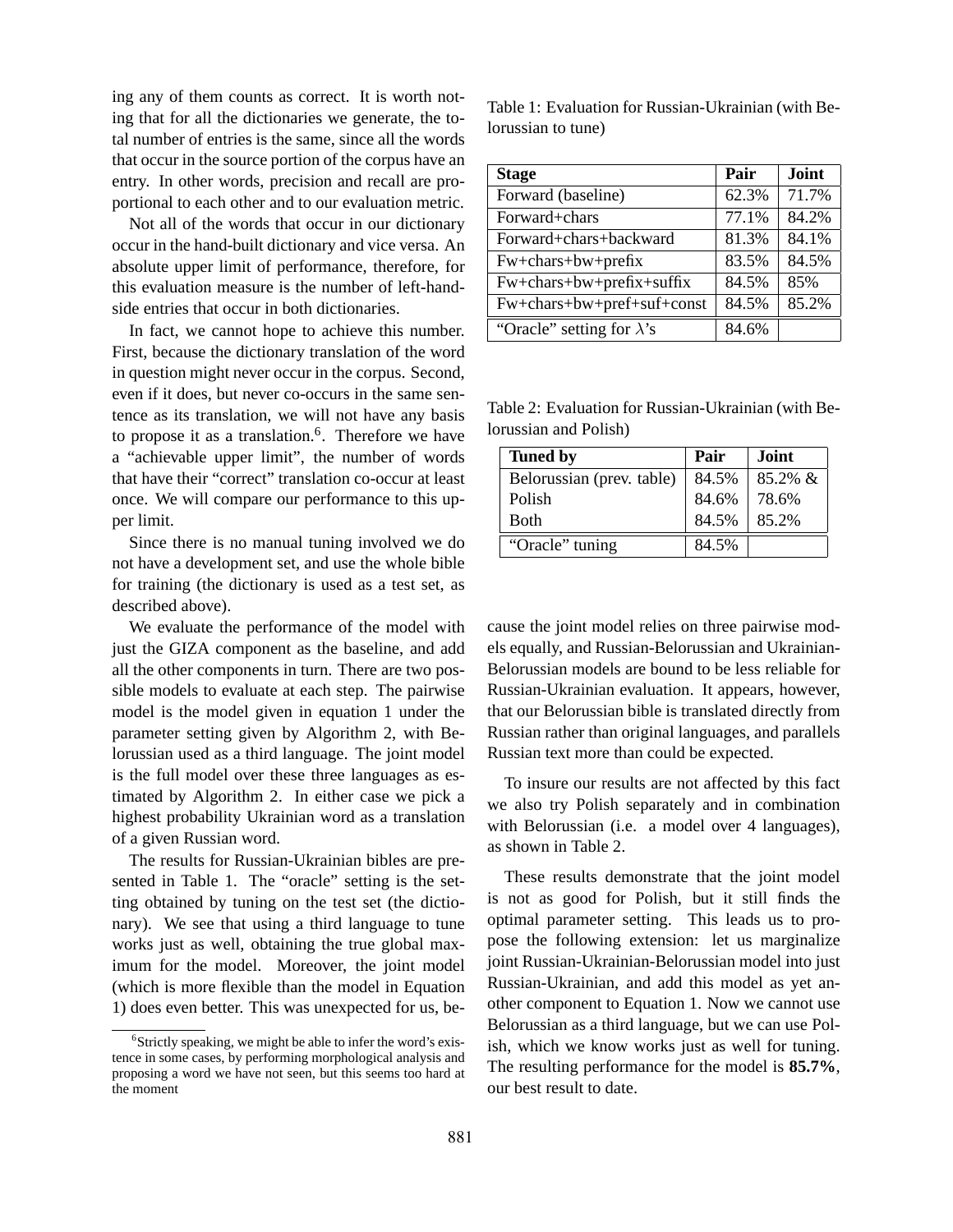ing any of them counts as correct. It is worth noting that for all the dictionaries we generate, the total number of entries is the same, since all the words that occur in the source portion of the corpus have an entry. In other words, precision and recall are proportional to each other and to our evaluation metric.

Not all of the words that occur in our dictionary occur in the hand-built dictionary and vice versa. An absolute upper limit of performance, therefore, for this evaluation measure is the number of left-hand-side entries that occur in both dictionaries.

In fact, we cannot hope to achieve this number. First, because the dictionary translation of the word in question might never occur in the corpus. Second, even if it does, but never co-occurs in the same sentence as its translation, we will not have any basis to propose it as a translation.[6]. Therefore we have a "achievable upper limit", the number of words that have their "correct" translation co-occur at least once. We will compare our performance to this upper limit.

Since there is no manual tuning involved we do not have a development set, and use the whole bible for training (the dictionary is used as a test set, as described above).

We evaluate the performance of the model with just the GIZA component as the baseline, and add all the other components in turn. There are two possible models to evaluate at each step. The pairwise model is the model given in equation 1 under the parameter setting given by Algorithm 2, with Belorussian used as a third language. The joint model is the full model over these three languages as estimated by Algorithm 2. In either case we pick a highest probability Ukrainian word as a translation of a given Russian word.

The results for Russian-Ukrainian bibles are presented in Table 1. The "oracle" setting is the setting obtained by tuning on the test set (the dictionary). We see that using a third language to tune works just as well, obtaining the true global maximum for the model. Moreover, the joint model (which is more flexible than the model in Equation 1) does even better. This was unexpected for us, because the joint model relies on three pairwise models equally, and Russian-Belorussian and Ukrainian-Belorussian models are bound to be less reliable for Russian-Ukrainian evaluation. It appears, however, that our Belorussian bible is translated directly from Russian rather than original languages, and parallels Russian text more than could be expected.

[6] Strictly speaking, we might be able to infer the word's existence in some cases, by performing morphological analysis and proposing a word we have not seen, but this seems too hard at the moment

Table 1: Evaluation for Russian-Ukrainian (with Belorussian to tune)

| Stage | Pair | Joint |
|---|---|---|
| Forward (baseline) | 62.3% | 71.7% |
| Forward+chars | 77.1% | 84.2% |
| Forward+chars+backward | 81.3% | 84.1% |
| Fw+chars+bw+prefix | 83.5% | 84.5% |
| Fw+chars+bw+prefix+suffix | 84.5% | 85% |
| Fw+chars+bw+pref+suf+const | 84.5% | 85.2% |
| "Oracle" setting for $\lambda$'s | 84.6% | |

Table 2: Evaluation for Russian-Ukrainian (with Belorussian and Polish)

| Tuned by | Pair | Joint |
|---|---|---|
| Belorussian (prev. table) | 84.5% | 85.2% & |
| Polish | 84.6% | 78.6% |
| Both | 84.5% | 85.2% |
| "Oracle" tuning | 84.5% | |

To insure our results are not affected by this fact we also try Polish separately and in combination with Belorussian (i.e. a model over 4 languages), as shown in Table 2.

These results demonstrate that the joint model is not as good for Polish, but it still finds the optimal parameter setting. This leads us to propose the following extension: let us marginalize joint Russian-Ukrainian-Belorussian model into just Russian-Ukrainian, and add this model as yet another component to Equation 1. Now we cannot use Belorussian as a third language, but we can use Polish, which we know works just as well for tuning. The resulting performance for the model is **85.7%**, our best result to date.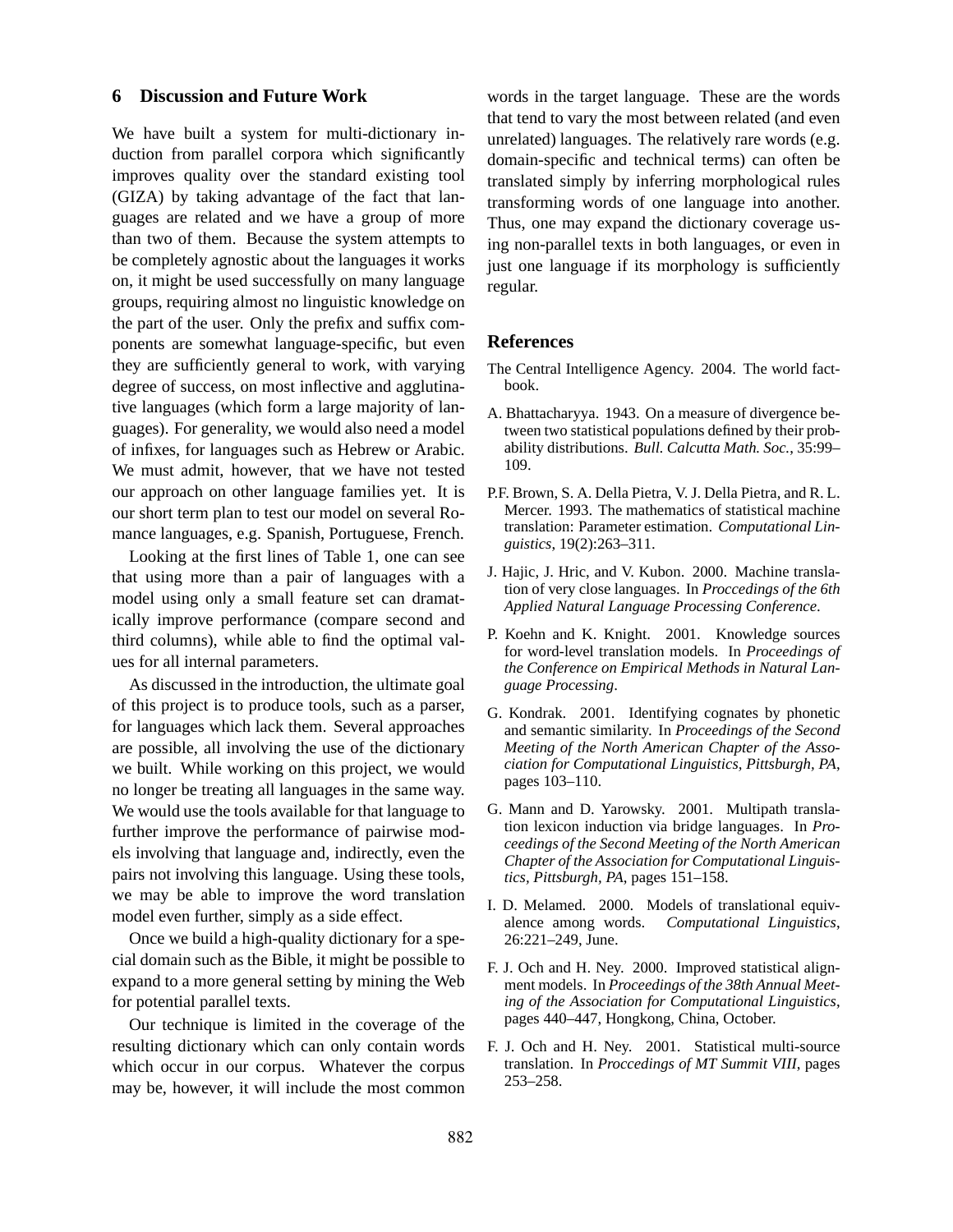## 6 Discussion and Future Work

We have built a system for multi-dictionary induction from parallel corpora which significantly improves quality over the standard existing tool (GIZA) by taking advantage of the fact that languages are related and we have a group of more than two of them. Because the system attempts to be completely agnostic about the languages it works on, it might be used successfully on many language groups, requiring almost no linguistic knowledge on the part of the user. Only the prefix and suffix components are somewhat language-specific, but even they are sufficiently general to work, with varying degree of success, on most inflective and agglutinative languages (which form a large majority of languages). For generality, we would also need a model of infixes, for languages such as Hebrew or Arabic. We must admit, however, that we have not tested our approach on other language families yet. It is our short term plan to test our model on several Romance languages, e.g. Spanish, Portuguese, French.

Looking at the first lines of Table 1, one can see that using more than a pair of languages with a model using only a small feature set can dramatically improve performance (compare second and third columns), while able to find the optimal values for all internal parameters.

As discussed in the introduction, the ultimate goal of this project is to produce tools, such as a parser, for languages which lack them. Several approaches are possible, all involving the use of the dictionary we built. While working on this project, we would no longer be treating all languages in the same way. We would use the tools available for that language to further improve the performance of pairwise models involving that language and, indirectly, even the pairs not involving this language. Using these tools, we may be able to improve the word translation model even further, simply as a side effect.

Once we build a high-quality dictionary for a special domain such as the Bible, it might be possible to expand to a more general setting by mining the Web for potential parallel texts.

Our technique is limited in the coverage of the resulting dictionary which can only contain words which occur in our corpus. Whatever the corpus may be, however, it will include the most common words in the target language. These are the words that tend to vary the most between related (and even unrelated) languages. The relatively rare words (e.g. domain-specific and technical terms) can often be translated simply by inferring morphological rules transforming words of one language into another. Thus, one may expand the dictionary coverage using non-parallel texts in both languages, or even in just one language if its morphology is sufficiently regular.

## References

The Central Intelligence Agency. 2004. The world factbook.

A. Bhattacharyya. 1943. On a measure of divergence between two statistical populations defined by their probability distributions. *Bull. Calcutta Math. Soc.*, 35:99–109.

P.F. Brown, S. A. Della Pietra, V. J. Della Pietra, and R. L. Mercer. 1993. The mathematics of statistical machine translation: Parameter estimation. *Computational Linguistics*, 19(2):263–311.

J. Hajic, J. Hric, and V. Kubon. 2000. Machine translation of very close languages. In *Proccedings of the 6th Applied Natural Language Processing Conference*.

P. Koehn and K. Knight. 2001. Knowledge sources for word-level translation models. In *Proceedings of the Conference on Empirical Methods in Natural Language Processing*.

G. Kondrak. 2001. Identifying cognates by phonetic and semantic similarity. In *Proceedings of the Second Meeting of the North American Chapter of the Association for Computational Linguistics, Pittsburgh, PA*, pages 103–110.

G. Mann and D. Yarowsky. 2001. Multipath translation lexicon induction via bridge languages. In *Proceedings of the Second Meeting of the North American Chapter of the Association for Computational Linguistics, Pittsburgh, PA*, pages 151–158.

I. D. Melamed. 2000. Models of translational equivalence among words. *Computational Linguistics*, 26:221–249, June.

F. J. Och and H. Ney. 2000. Improved statistical alignment models. In *Proceedings of the 38th Annual Meeting of the Association for Computational Linguistics*, pages 440–447, Hongkong, China, October.

F. J. Och and H. Ney. 2001. Statistical multi-source translation. In *Proccedings of MT Summit VIII*, pages 253–258.